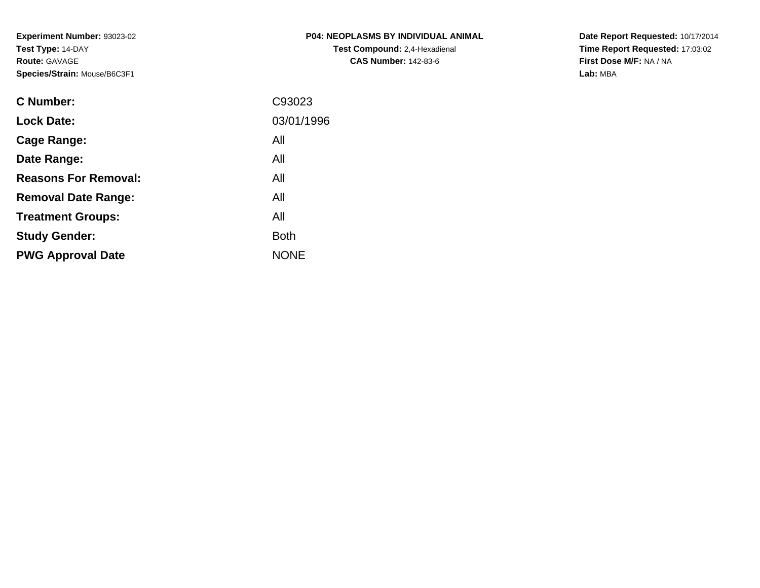**Experiment Number:** 93023-02
**Test Type:** 14-DAY
**Route:** GAVAGE
**Species/Strain:** Mouse/B6C3F1

**P04: NEOPLASMS BY INDIVIDUAL ANIMAL**
**Test Compound:** 2,4-Hexadienal
**CAS Number:** 142-83-6

**Date Report Requested:** 10/17/2014
**Time Report Requested:** 17:03:02
**First Dose M/F:** NA / NA
**Lab:** MBA

| | |
|---|---|
| **C Number:** | C93023 |
| **Lock Date:** | 03/01/1996 |
| **Cage Range:** | All |
| **Date Range:** | All |
| **Reasons For Removal:** | All |
| **Removal Date Range:** | All |
| **Treatment Groups:** | All |
| **Study Gender:** | Both |
| **PWG Approval Date** | NONE |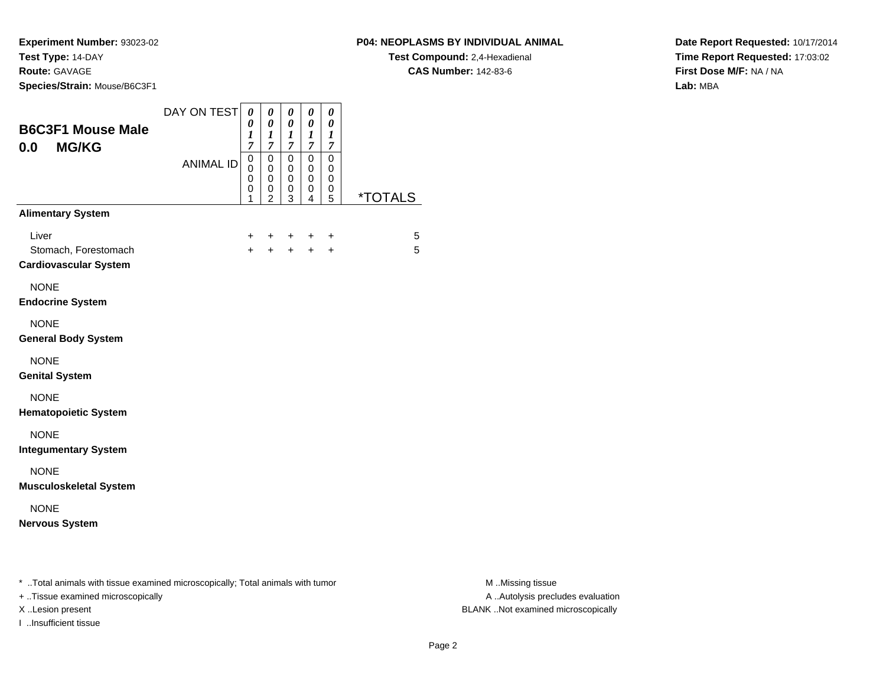**Experiment Number:** 93023-02
**Test Type:** 14-DAY
**Route:** GAVAGE
**Species/Strain:** Mouse/B6C3F1

**P04: NEOPLASMS BY INDIVIDUAL ANIMAL**
**Test Compound:** 2,4-Hexadienal
**CAS Number:** 142-83-6

**Date Report Requested:** 10/17/2014
**Time Report Requested:** 17:03:02
**First Dose M/F:** NA / NA
**Lab:** MBA

## B6C3F1 Mouse Male 0.0 MG/KG

| DAY ON TEST | 0017 | 0017 | 0017 | 0017 | 0017 | |
|---|---|---|---|---|---|---|
| **ANIMAL ID** | 00001 | 00002 | 00003 | 00004 | 00005 | ***TOTALS** |
| **Alimentary System** | | | | | | |
| Liver | + | + | + | + | + | 5 |
| Stomach, Forestomach | + | + | + | + | + | 5 |
| **Cardiovascular System** | | | | | | |
| NONE | | | | | | |
| **Endocrine System** | | | | | | |
| NONE | | | | | | |
| **General Body System** | | | | | | |
| NONE | | | | | | |
| **Genital System** | | | | | | |
| NONE | | | | | | |
| **Hematopoietic System** | | | | | | |
| NONE | | | | | | |
| **Integumentary System** | | | | | | |
| NONE | | | | | | |
| **Musculoskeletal System** | | | | | | |
| NONE | | | | | | |
| **Nervous System** | | | | | | |

\* ..Total animals with tissue examined microscopically; Total animals with tumor
+ ..Tissue examined microscopically
X ..Lesion present
I ..Insufficient tissue

M ..Missing tissue
A ..Autolysis precludes evaluation
BLANK ..Not examined microscopically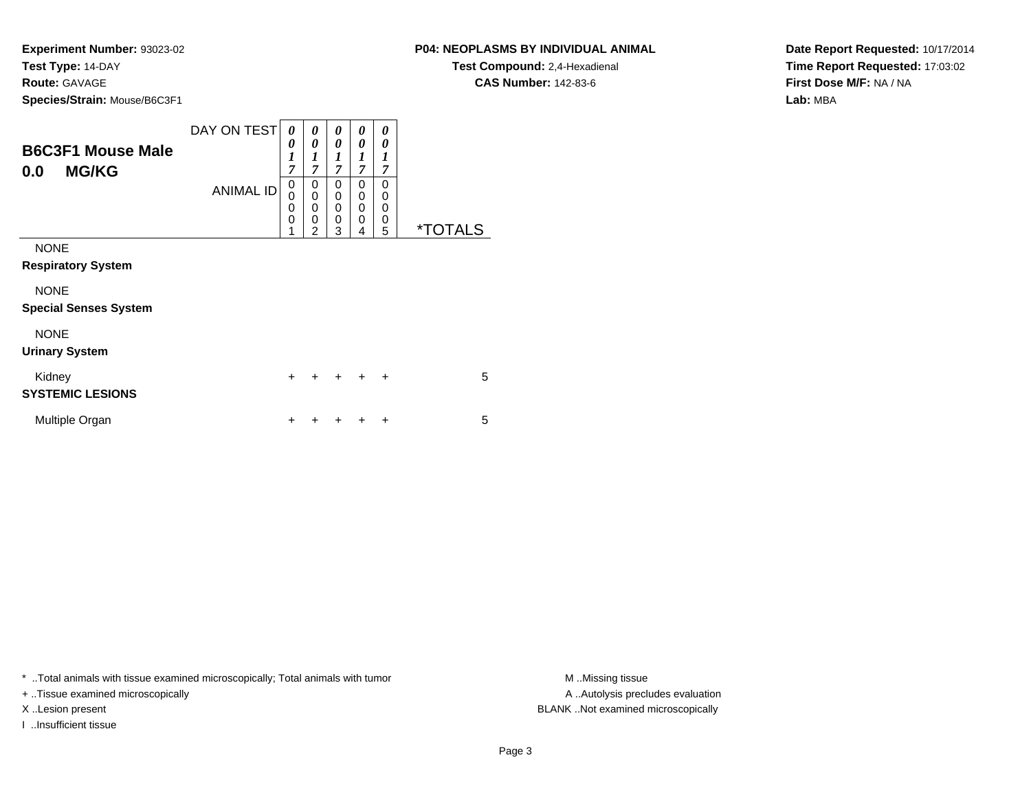**Experiment Number:** 93023-02
**Test Type:** 14-DAY
**Route:** GAVAGE
**Species/Strain:** Mouse/B6C3F1

**P04: NEOPLASMS BY INDIVIDUAL ANIMAL**
**Test Compound:** 2,4-Hexadienal
**CAS Number:** 142-83-6

**Date Report Requested:** 10/17/2014
**Time Report Requested:** 17:03:02
**First Dose M/F:** NA / NA
**Lab:** MBA

## B6C3F1 Mouse Male
## 0.0 MG/KG

| DAY ON TEST | 0017 | 0017 | 0017 | 0017 | 0017 | |
|---|---|---|---|---|---|---|
| ANIMAL ID | 00001 | 00002 | 00003 | 00004 | 00005 | *TOTALS |
| NONE | | | | | | |
| **Respiratory System** | | | | | | |
| NONE | | | | | | |
| **Special Senses System** | | | | | | |
| NONE | | | | | | |
| **Urinary System** | | | | | | |
| Kidney | + | + | + | + | + | 5 |
| **SYSTEMIC LESIONS** | | | | | | |
| Multiple Organ | + | + | + | + | + | 5 |

* ..Total animals with tissue examined microscopically; Total animals with tumor
+ ..Tissue examined microscopically
X ..Lesion present
I ..Insufficient tissue

M ..Missing tissue
A ..Autolysis precludes evaluation
BLANK ..Not examined microscopically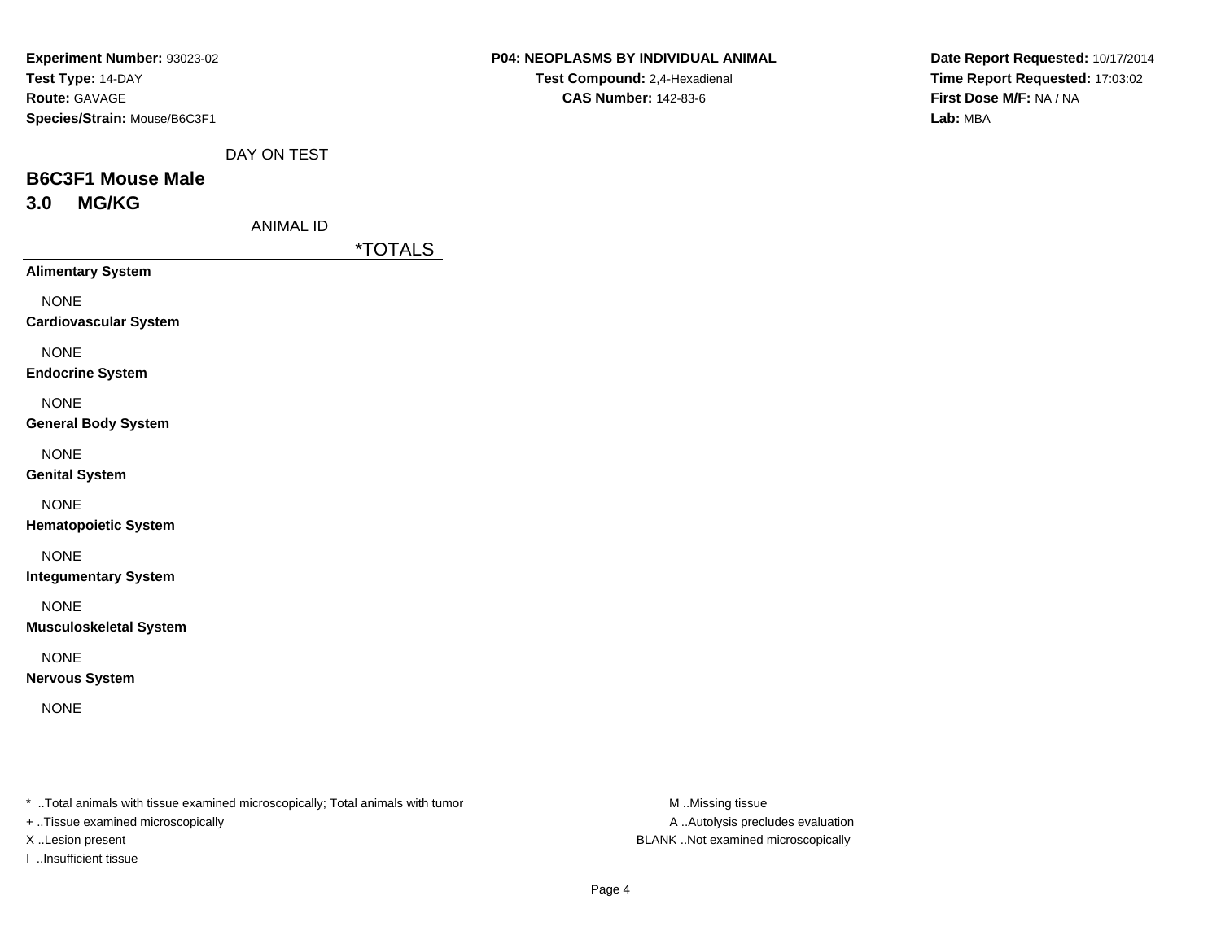**Experiment Number:** 93023-02
**Test Type:** 14-DAY
**Route:** GAVAGE
**Species/Strain:** Mouse/B6C3F1

**P04: NEOPLASMS BY INDIVIDUAL ANIMAL**
**Test Compound:** 2,4-Hexadienal
**CAS Number:** 142-83-6

**Date Report Requested:** 10/17/2014
**Time Report Requested:** 17:03:02
**First Dose M/F:** NA / NA
**Lab:** MBA

DAY ON TEST

## B6C3F1 Mouse Male
## 3.0 MG/KG

ANIMAL ID

| | *TOTALS |
|---|---|
| **Alimentary System** | |
| NONE | |
| **Cardiovascular System** | |
| NONE | |
| **Endocrine System** | |
| NONE | |
| **General Body System** | |
| NONE | |
| **Genital System** | |
| NONE | |
| **Hematopoietic System** | |
| NONE | |
| **Integumentary System** | |
| NONE | |
| **Musculoskeletal System** | |
| NONE | |
| **Nervous System** | |
| NONE | |

* ..Total animals with tissue examined microscopically; Total animals with tumor
+ ..Tissue examined microscopically
X ..Lesion present
I ..Insufficient tissue

M ..Missing tissue
A ..Autolysis precludes evaluation
BLANK ..Not examined microscopically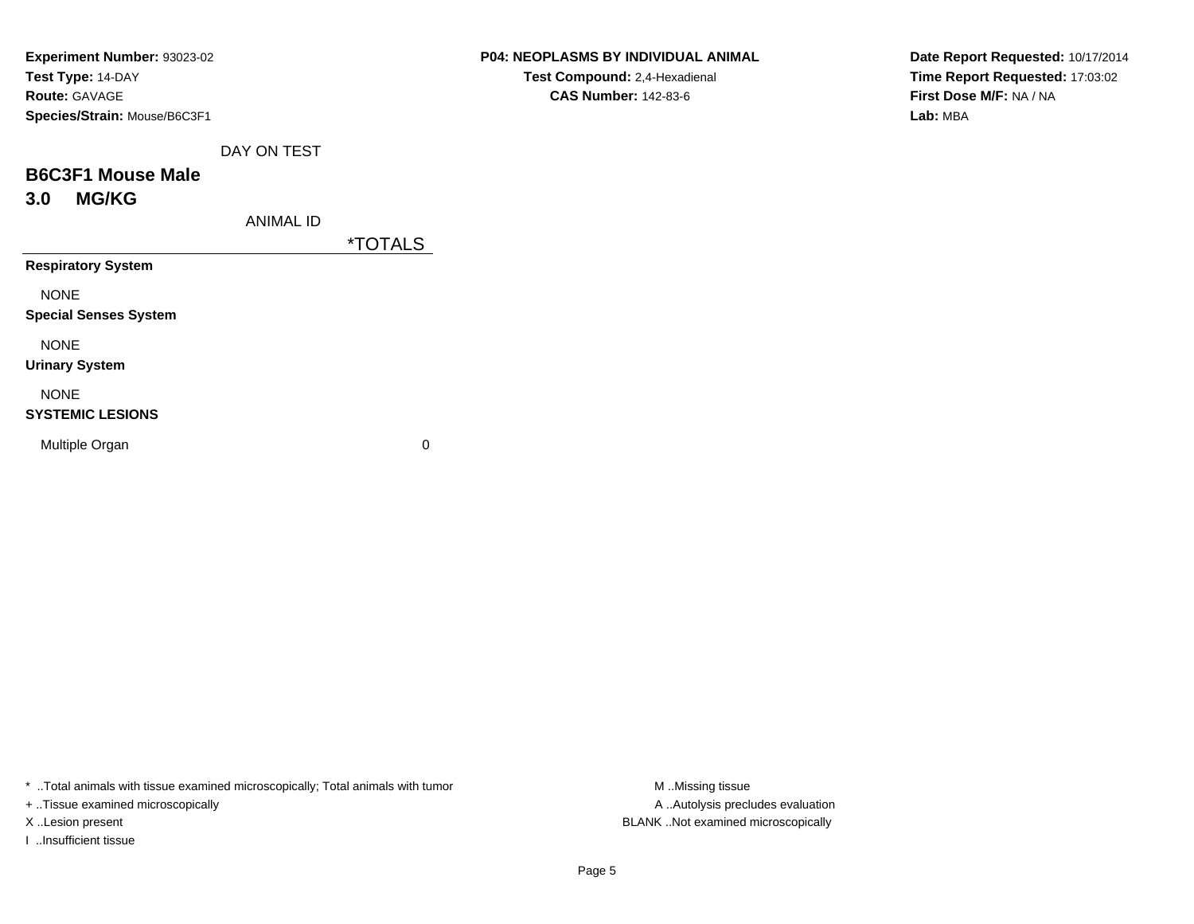**Experiment Number:** 93023-02
**Test Type:** 14-DAY
**Route:** GAVAGE
**Species/Strain:** Mouse/B6C3F1

**P04: NEOPLASMS BY INDIVIDUAL ANIMAL**
**Test Compound:** 2,4-Hexadienal
**CAS Number:** 142-83-6

**Date Report Requested:** 10/17/2014
**Time Report Requested:** 17:03:02
**First Dose M/F:** NA / NA
**Lab:** MBA

## B6C3F1 Mouse Male
## 3.0 MG/KG

| DAY ON TEST / ANIMAL ID | *TOTALS |
|---|---|
| **Respiratory System** | |
| NONE | |
| **Special Senses System** | |
| NONE | |
| **Urinary System** | |
| NONE | |
| **SYSTEMIC LESIONS** | |
| Multiple Organ | 0 |

* ..Total animals with tissue examined microscopically; Total animals with tumor
+ ..Tissue examined microscopically
X ..Lesion present
I ..Insufficient tissue

M ..Missing tissue
A ..Autolysis precludes evaluation
BLANK ..Not examined microscopically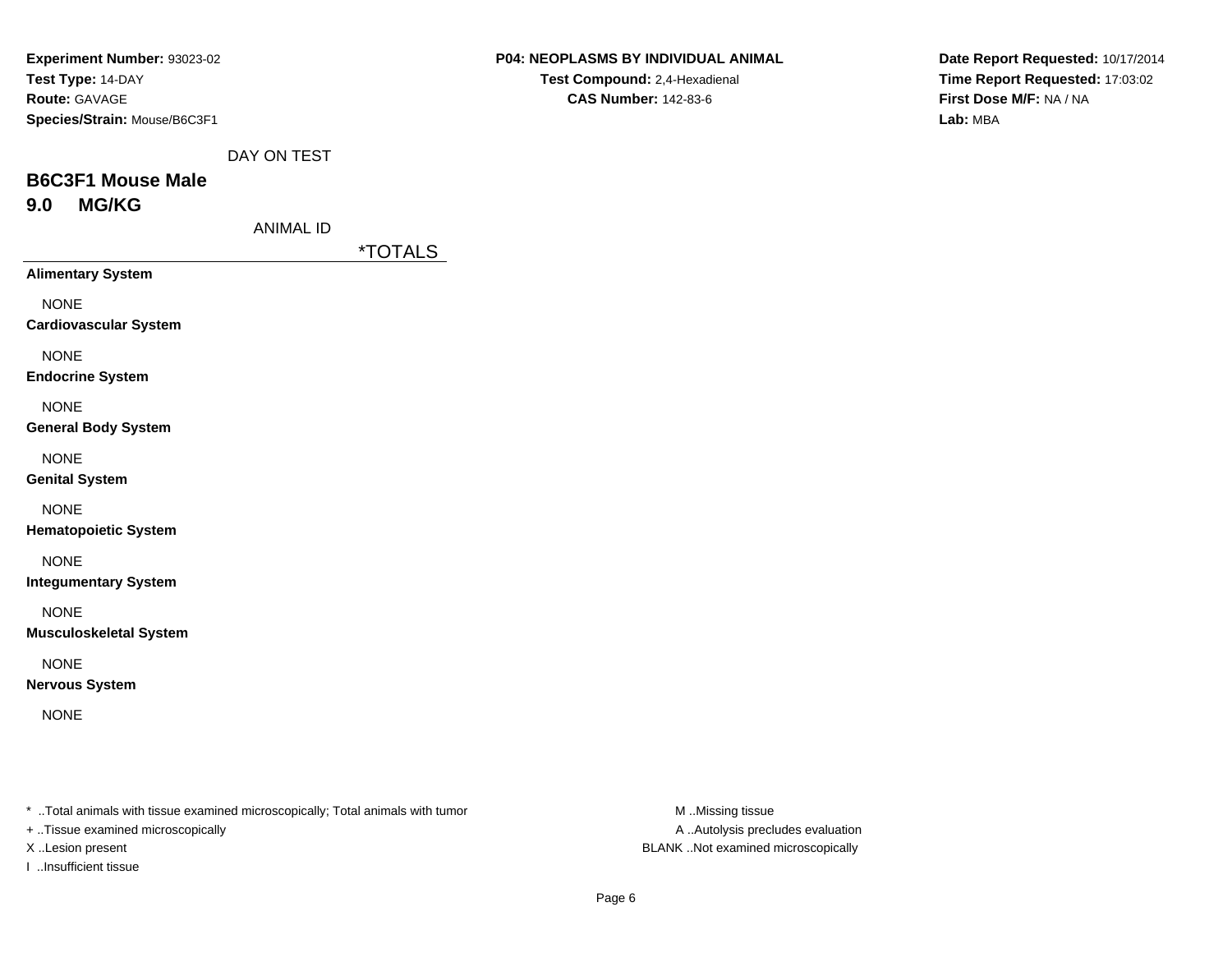**Experiment Number:** 93023-02
**Test Type:** 14-DAY
**Route:** GAVAGE
**Species/Strain:** Mouse/B6C3F1

**P04: NEOPLASMS BY INDIVIDUAL ANIMAL**
**Test Compound:** 2,4-Hexadienal
**CAS Number:** 142-83-6

**Date Report Requested:** 10/17/2014
**Time Report Requested:** 17:03:02
**First Dose M/F:** NA / NA
**Lab:** MBA

DAY ON TEST

## B6C3F1 Mouse Male

## 9.0 MG/KG

ANIMAL ID

| | *TOTALS |
|---|---|
| **Alimentary System** | |
| NONE | |
| **Cardiovascular System** | |
| NONE | |
| **Endocrine System** | |
| NONE | |
| **General Body System** | |
| NONE | |
| **Genital System** | |
| NONE | |
| **Hematopoietic System** | |
| NONE | |
| **Integumentary System** | |
| NONE | |
| **Musculoskeletal System** | |
| NONE | |
| **Nervous System** | |
| NONE | |

* ..Total animals with tissue examined microscopically; Total animals with tumor
+ ..Tissue examined microscopically
X ..Lesion present
I ..Insufficient tissue

M ..Missing tissue
A ..Autolysis precludes evaluation
BLANK ..Not examined microscopically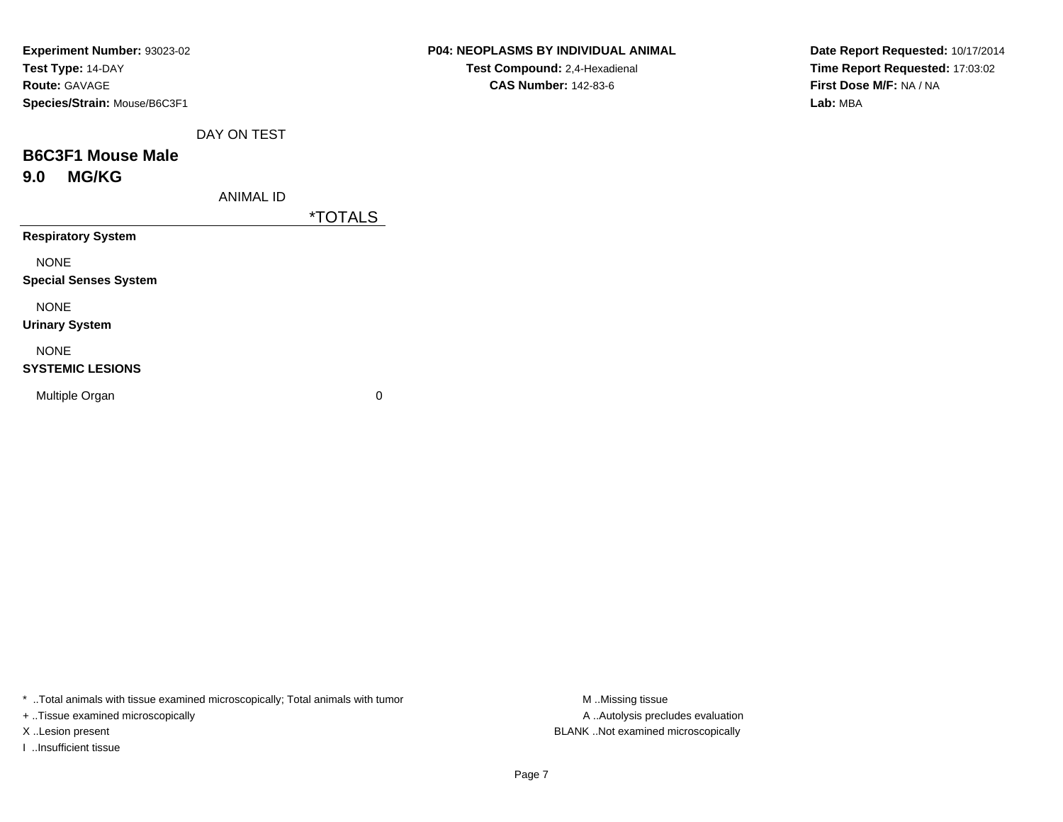**Experiment Number:** 93023-02
**Test Type:** 14-DAY
**Route:** GAVAGE
**Species/Strain:** Mouse/B6C3F1

**P04: NEOPLASMS BY INDIVIDUAL ANIMAL**
**Test Compound:** 2,4-Hexadienal
**CAS Number:** 142-83-6

**Date Report Requested:** 10/17/2014
**Time Report Requested:** 17:03:02
**First Dose M/F:** NA / NA
**Lab:** MBA

## B6C3F1 Mouse Male
## 9.0 MG/KG

| DAY ON TEST / ANIMAL ID | *TOTALS |
|---|---|
| **Respiratory System** | |
| NONE | |
| **Special Senses System** | |
| NONE | |
| **Urinary System** | |
| NONE | |
| **SYSTEMIC LESIONS** | |
| Multiple Organ | 0 |

* ..Total animals with tissue examined microscopically; Total animals with tumor
+ ..Tissue examined microscopically
X ..Lesion present
I ..Insufficient tissue

M ..Missing tissue
A ..Autolysis precludes evaluation
BLANK ..Not examined microscopically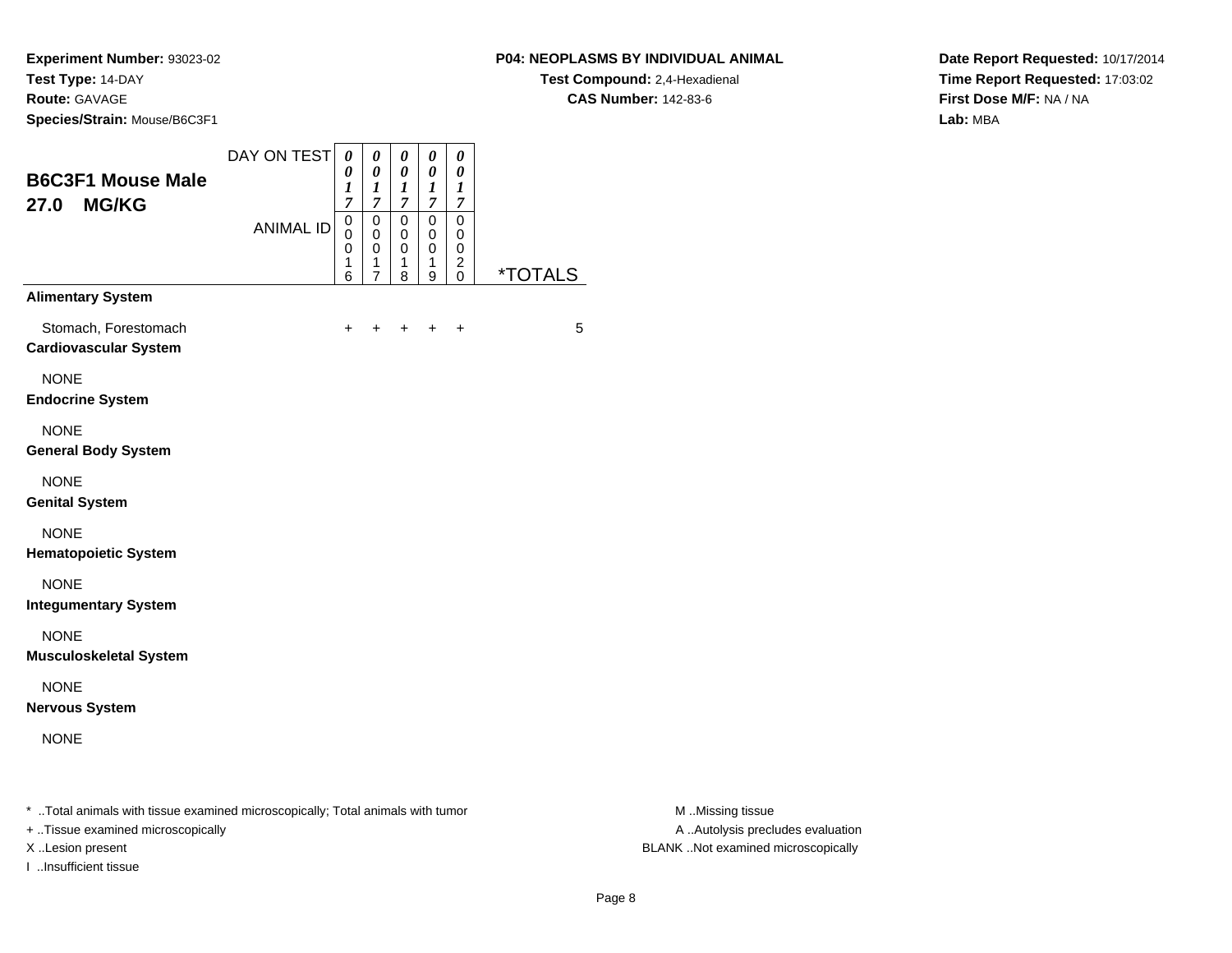**Experiment Number:** 93023-02
**Test Type:** 14-DAY
**Route:** GAVAGE
**Species/Strain:** Mouse/B6C3F1

**P04: NEOPLASMS BY INDIVIDUAL ANIMAL**
**Test Compound:** 2,4-Hexadienal
**CAS Number:** 142-83-6

**Date Report Requested:** 10/17/2014
**Time Report Requested:** 17:03:02
**First Dose M/F:** NA / NA
**Lab:** MBA

## B6C3F1 Mouse Male
## 27.0 MG/KG

| DAY ON TEST | 0017 | 0017 | 0017 | 0017 | 0017 | |
|---|---|---|---|---|---|---|
| ANIMAL ID | 00016 | 00017 | 00018 | 00019 | 00020 | *TOTALS |
| **Alimentary System** | | | | | | |
| Stomach, Forestomach | + | + | + | + | + | 5 |
| **Cardiovascular System** | | | | | | |
| NONE | | | | | | |
| **Endocrine System** | | | | | | |
| NONE | | | | | | |
| **General Body System** | | | | | | |
| NONE | | | | | | |
| **Genital System** | | | | | | |
| NONE | | | | | | |
| **Hematopoietic System** | | | | | | |
| NONE | | | | | | |
| **Integumentary System** | | | | | | |
| NONE | | | | | | |
| **Musculoskeletal System** | | | | | | |
| NONE | | | | | | |
| **Nervous System** | | | | | | |
| NONE | | | | | | |

* ..Total animals with tissue examined microscopically; Total animals with tumor
+ ..Tissue examined microscopically
X ..Lesion present
I ..Insufficient tissue

M ..Missing tissue
A ..Autolysis precludes evaluation
BLANK ..Not examined microscopically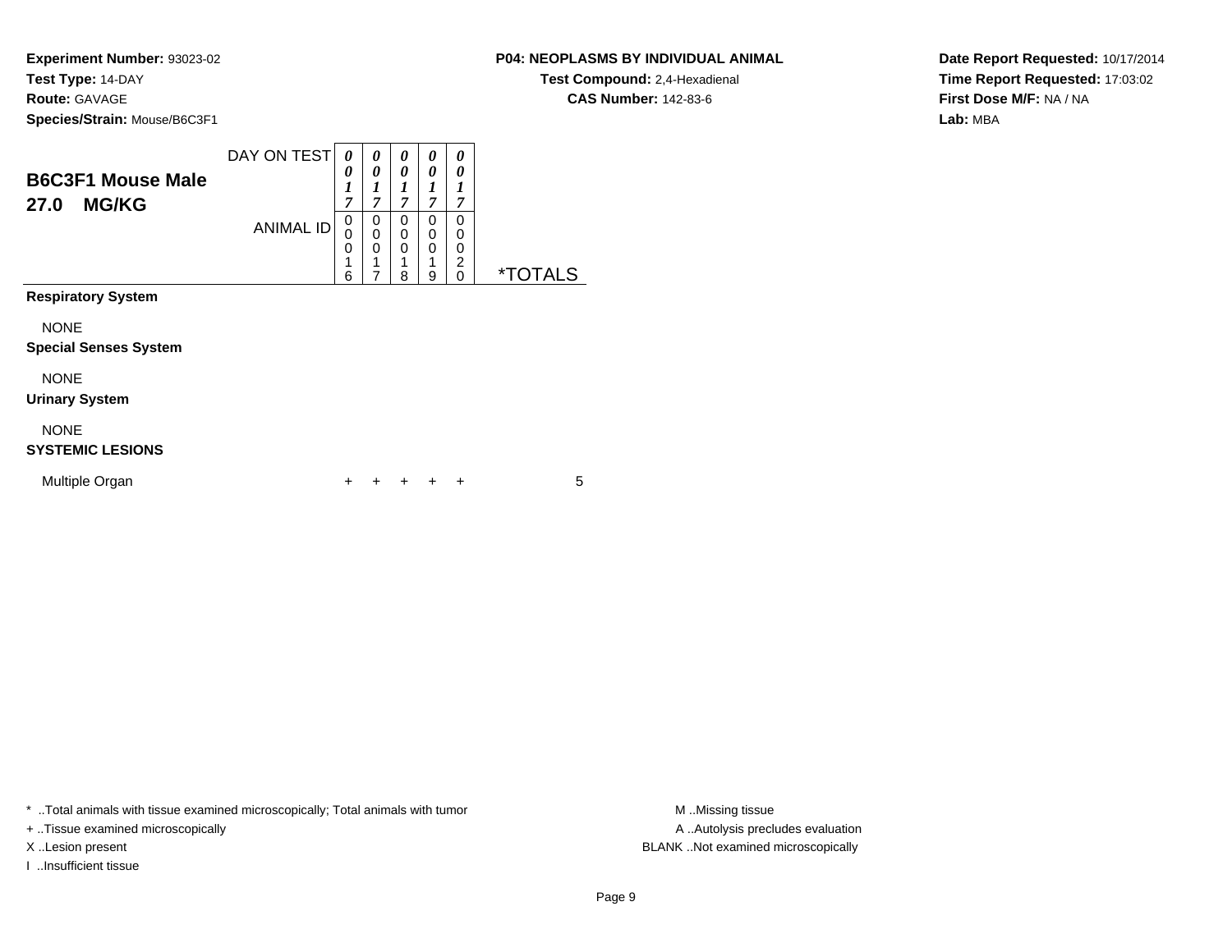**Experiment Number:** 93023-02
**Test Type:** 14-DAY
**Route:** GAVAGE
**Species/Strain:** Mouse/B6C3F1

**P04: NEOPLASMS BY INDIVIDUAL ANIMAL**
**Test Compound:** 2,4-Hexadienal
**CAS Number:** 142-83-6

**Date Report Requested:** 10/17/2014
**Time Report Requested:** 17:03:02
**First Dose M/F:** NA / NA
**Lab:** MBA

## B6C3F1 Mouse Male
## 27.0 MG/KG

| DAY ON TEST | 0017 | 0017 | 0017 | 0017 | 0017 | |
|---|---|---|---|---|---|---|
| ANIMAL ID | 00016 | 00017 | 00018 | 00019 | 00020 | *TOTALS |
| **Respiratory System** | | | | | | |
| NONE | | | | | | |
| **Special Senses System** | | | | | | |
| NONE | | | | | | |
| **Urinary System** | | | | | | |
| NONE | | | | | | |
| **SYSTEMIC LESIONS** | | | | | | |
| Multiple Organ | + | + | + | + | + | 5 |

* ..Total animals with tissue examined microscopically; Total animals with tumor
+ ..Tissue examined microscopically
X ..Lesion present
I ..Insufficient tissue

M ..Missing tissue
A ..Autolysis precludes evaluation
BLANK ..Not examined microscopically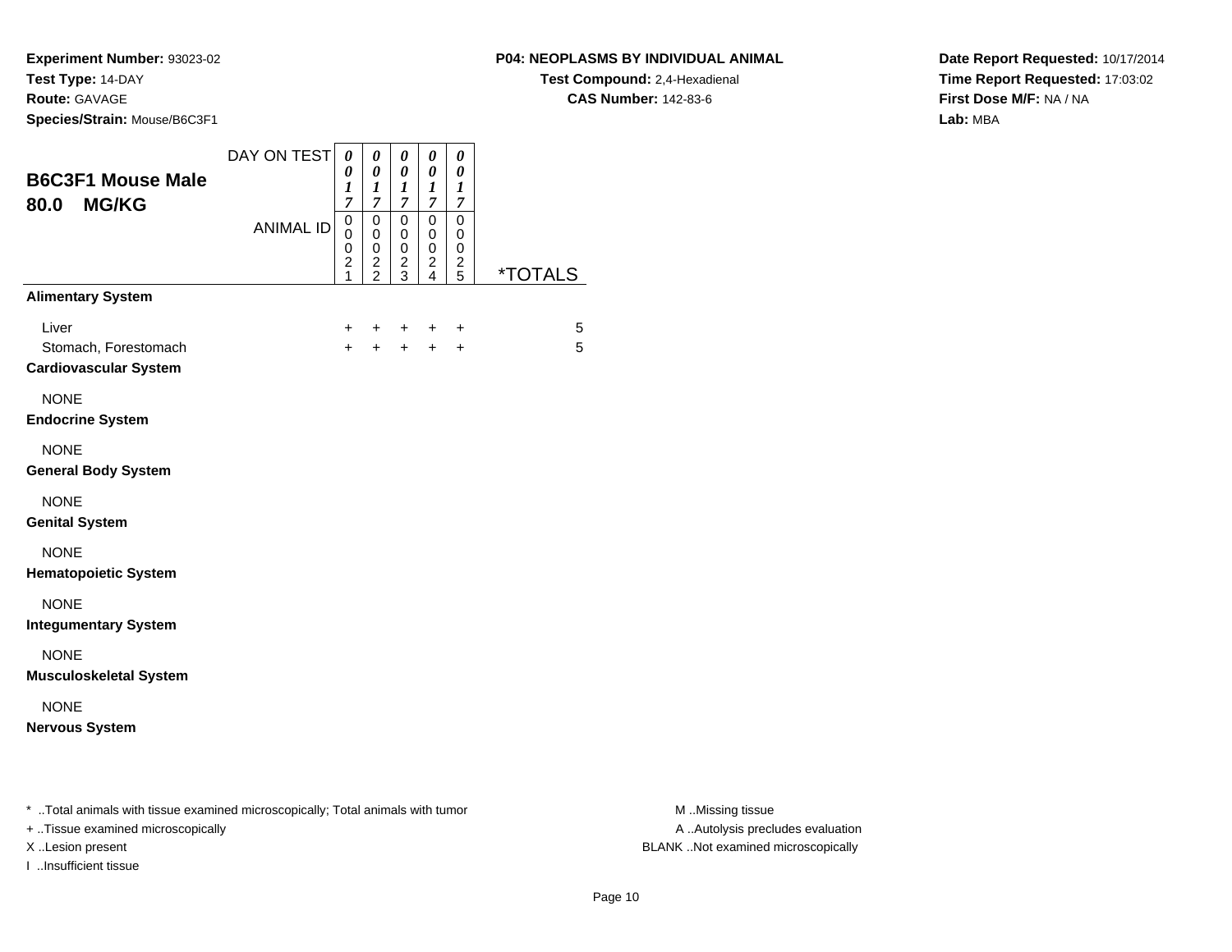**Experiment Number:** 93023-02
**Test Type:** 14-DAY
**Route:** GAVAGE
**Species/Strain:** Mouse/B6C3F1

**P04: NEOPLASMS BY INDIVIDUAL ANIMAL**
**Test Compound:** 2,4-Hexadienal
**CAS Number:** 142-83-6

**Date Report Requested:** 10/17/2014
**Time Report Requested:** 17:03:02
**First Dose M/F:** NA / NA
**Lab:** MBA

## B6C3F1 Mouse Male 80.0 MG/KG

| | DAY ON TEST | 0017 | 0017 | 0017 | 0017 | 0017 | |
|---|---|---|---|---|---|---|---|
| | ANIMAL ID | 00021 | 00022 | 00023 | 00024 | 00025 | *TOTALS |
| **Alimentary System** | | | | | | | |
| Liver | | + | + | + | + | + | 5 |
| Stomach, Forestomach | | + | + | + | + | + | 5 |
| **Cardiovascular System** | | | | | | | |
| NONE | | | | | | | |
| **Endocrine System** | | | | | | | |
| NONE | | | | | | | |
| **General Body System** | | | | | | | |
| NONE | | | | | | | |
| **Genital System** | | | | | | | |
| NONE | | | | | | | |
| **Hematopoietic System** | | | | | | | |
| NONE | | | | | | | |
| **Integumentary System** | | | | | | | |
| NONE | | | | | | | |
| **Musculoskeletal System** | | | | | | | |
| NONE | | | | | | | |
| **Nervous System** | | | | | | | |

* ..Total animals with tissue examined microscopically; Total animals with tumor
+ ..Tissue examined microscopically
X ..Lesion present
I ..Insufficient tissue

M ..Missing tissue
A ..Autolysis precludes evaluation
BLANK ..Not examined microscopically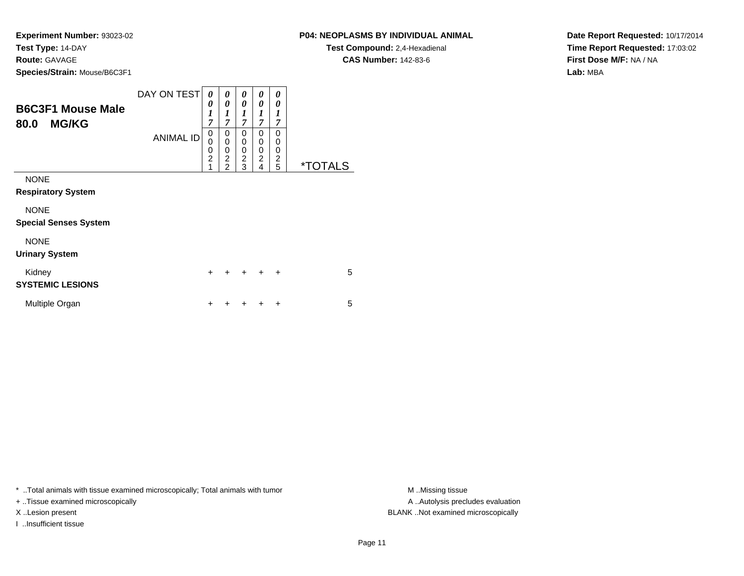**Experiment Number:** 93023-02
**Test Type:** 14-DAY
**Route:** GAVAGE
**Species/Strain:** Mouse/B6C3F1

**P04: NEOPLASMS BY INDIVIDUAL ANIMAL**
**Test Compound:** 2,4-Hexadienal
**CAS Number:** 142-83-6

**Date Report Requested:** 10/17/2014
**Time Report Requested:** 17:03:02
**First Dose M/F:** NA / NA
**Lab:** MBA

## B6C3F1 Mouse Male
## 80.0 MG/KG

| DAY ON TEST | 0017 | 0017 | 0017 | 0017 | 0017 | |
|---|---|---|---|---|---|---|
| ANIMAL ID | 00021 | 00022 | 00023 | 00024 | 00025 | *TOTALS |
| NONE | | | | | | |
| **Respiratory System** | | | | | | |
| NONE | | | | | | |
| **Special Senses System** | | | | | | |
| NONE | | | | | | |
| **Urinary System** | | | | | | |
| Kidney | + | + | + | + | + | 5 |
| **SYSTEMIC LESIONS** | | | | | | |
| Multiple Organ | + | + | + | + | + | 5 |

* ..Total animals with tissue examined microscopically; Total animals with tumor
+ ..Tissue examined microscopically
X ..Lesion present
I ..Insufficient tissue

M ..Missing tissue
A ..Autolysis precludes evaluation
BLANK ..Not examined microscopically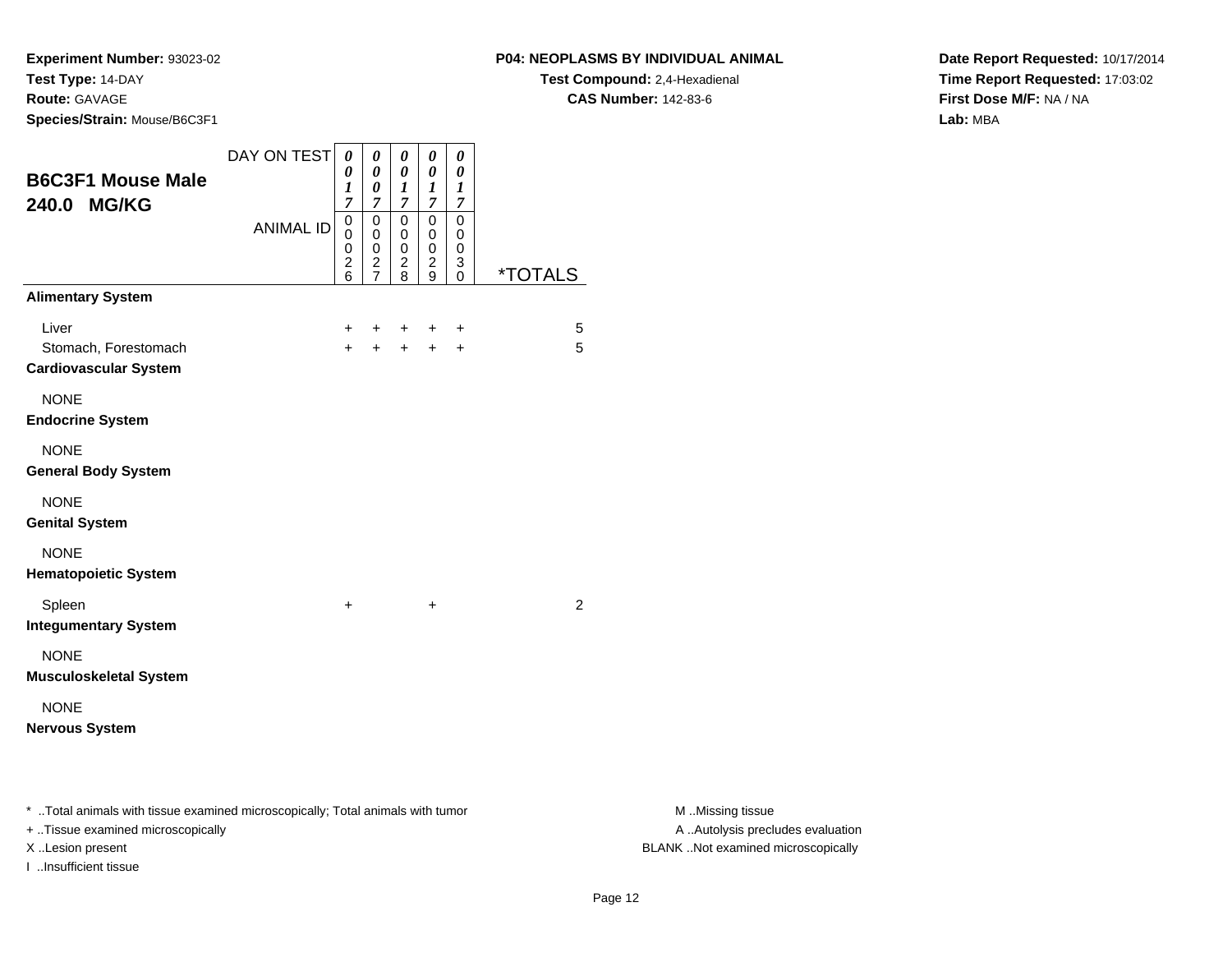**Experiment Number:** 93023-02
**Test Type:** 14-DAY
**Route:** GAVAGE
**Species/Strain:** Mouse/B6C3F1

**P04: NEOPLASMS BY INDIVIDUAL ANIMAL**
**Test Compound:** 2,4-Hexadienal
**CAS Number:** 142-83-6

**Date Report Requested:** 10/17/2014
**Time Report Requested:** 17:03:02
**First Dose M/F:** NA / NA
**Lab:** MBA

## B6C3F1 Mouse Male 240.0 MG/KG

| DAY ON TEST | 0017 | 0007 | 0017 | 0017 | 0017 | |
|---|---|---|---|---|---|---|
| ANIMAL ID | 00026 | 00027 | 00028 | 00029 | 00030 | *TOTALS |
| **Alimentary System** | | | | | | |
| Liver | + | + | + | + | + | 5 |
| Stomach, Forestomach | + | + | + | + | + | 5 |
| **Cardiovascular System** | | | | | | |
| NONE | | | | | | |
| **Endocrine System** | | | | | | |
| NONE | | | | | | |
| **General Body System** | | | | | | |
| NONE | | | | | | |
| **Genital System** | | | | | | |
| NONE | | | | | | |
| **Hematopoietic System** | | | | | | |
| Spleen | + | | | + | | 2 |
| **Integumentary System** | | | | | | |
| NONE | | | | | | |
| **Musculoskeletal System** | | | | | | |
| NONE | | | | | | |
| **Nervous System** | | | | | | |

* ..Total animals with tissue examined microscopically; Total animals with tumor
+ ..Tissue examined microscopically
X ..Lesion present
I ..Insufficient tissue

M ..Missing tissue
A ..Autolysis precludes evaluation
BLANK ..Not examined microscopically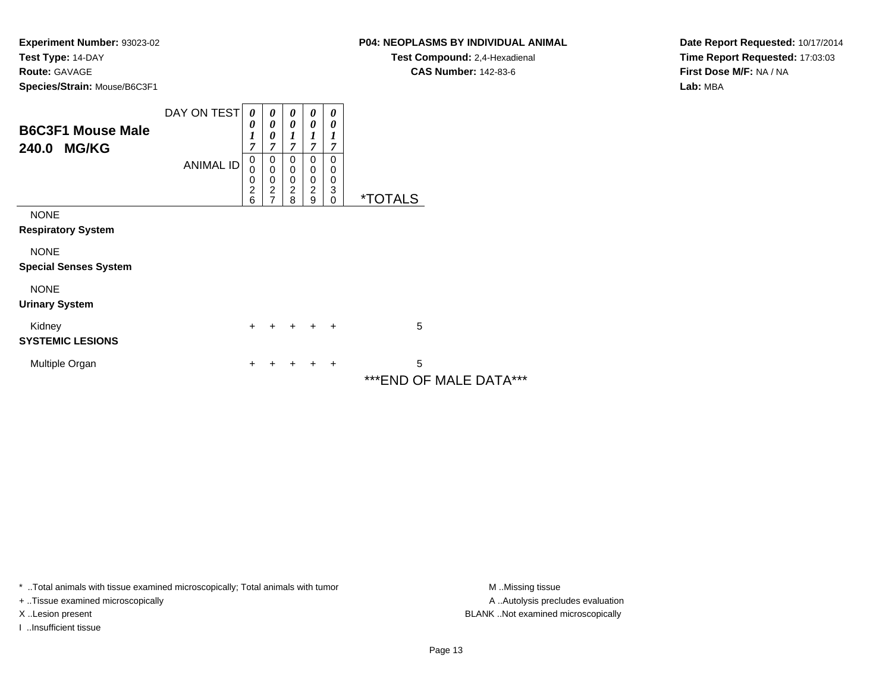**Experiment Number:** 93023-02
**Test Type:** 14-DAY
**Route:** GAVAGE
**Species/Strain:** Mouse/B6C3F1

**P04: NEOPLASMS BY INDIVIDUAL ANIMAL**
**Test Compound:** 2,4-Hexadienal
**CAS Number:** 142-83-6

**Date Report Requested:** 10/17/2014
**Time Report Requested:** 17:03:03
**First Dose M/F:** NA / NA
**Lab:** MBA

## B6C3F1 Mouse Male 240.0 MG/KG

| DAY ON TEST | 0017 | 0007 | 0017 | 0017 | 0017 | |
|---|---|---|---|---|---|---|
| **ANIMAL ID** | 00026 | 00027 | 00028 | 00029 | 00030 | ***TOTALS** |
| NONE | | | | | | |
| **Respiratory System** | | | | | | |
| NONE | | | | | | |
| **Special Senses System** | | | | | | |
| NONE | | | | | | |
| **Urinary System** | | | | | | |
| Kidney | + | + | + | + | + | 5 |
| **SYSTEMIC LESIONS** | | | | | | |
| Multiple Organ | + | + | + | + | + | 5 |

***END OF MALE DATA***

* ..Total animals with tissue examined microscopically; Total animals with tumor
+ ..Tissue examined microscopically
X ..Lesion present
I ..Insufficient tissue

M ..Missing tissue
A ..Autolysis precludes evaluation
BLANK ..Not examined microscopically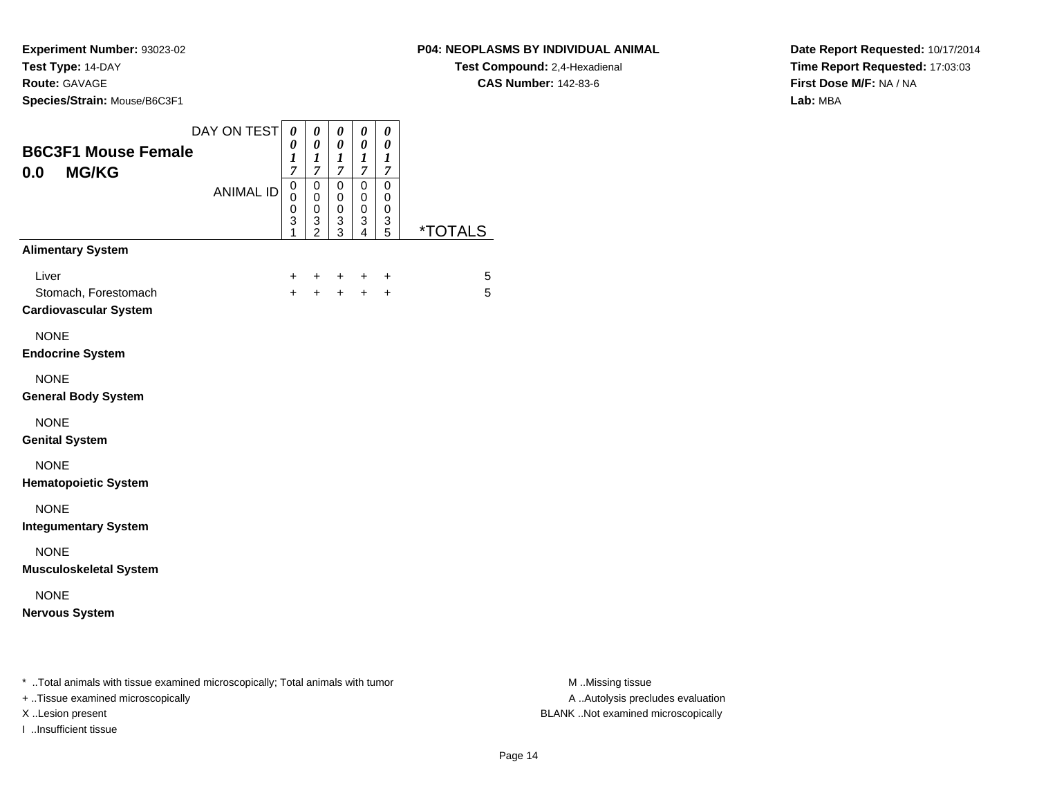**Experiment Number:** 93023-02
**Test Type:** 14-DAY
**Route:** GAVAGE
**Species/Strain:** Mouse/B6C3F1

**P04: NEOPLASMS BY INDIVIDUAL ANIMAL**
**Test Compound:** 2,4-Hexadienal
**CAS Number:** 142-83-6

**Date Report Requested:** 10/17/2014
**Time Report Requested:** 17:03:03
**First Dose M/F:** NA / NA
**Lab:** MBA

## B6C3F1 Mouse Female
## 0.0 MG/KG

| DAY ON TEST | 0017 | 0017 | 0017 | 0017 | 0017 | |
|---|---|---|---|---|---|---|
| ANIMAL ID | 00031 | 00032 | 00033 | 00034 | 00035 | *TOTALS |
| **Alimentary System** | | | | | | |
| Liver | + | + | + | + | + | 5 |
| Stomach, Forestomach | + | + | + | + | + | 5 |
| **Cardiovascular System** | | | | | | |
| NONE | | | | | | |
| **Endocrine System** | | | | | | |
| NONE | | | | | | |
| **General Body System** | | | | | | |
| NONE | | | | | | |
| **Genital System** | | | | | | |
| NONE | | | | | | |
| **Hematopoietic System** | | | | | | |
| NONE | | | | | | |
| **Integumentary System** | | | | | | |
| NONE | | | | | | |
| **Musculoskeletal System** | | | | | | |
| NONE | | | | | | |
| **Nervous System** | | | | | | |

* ..Total animals with tissue examined microscopically; Total animals with tumor
+ ..Tissue examined microscopically
X ..Lesion present
I ..Insufficient tissue

M ..Missing tissue
A ..Autolysis precludes evaluation
BLANK ..Not examined microscopically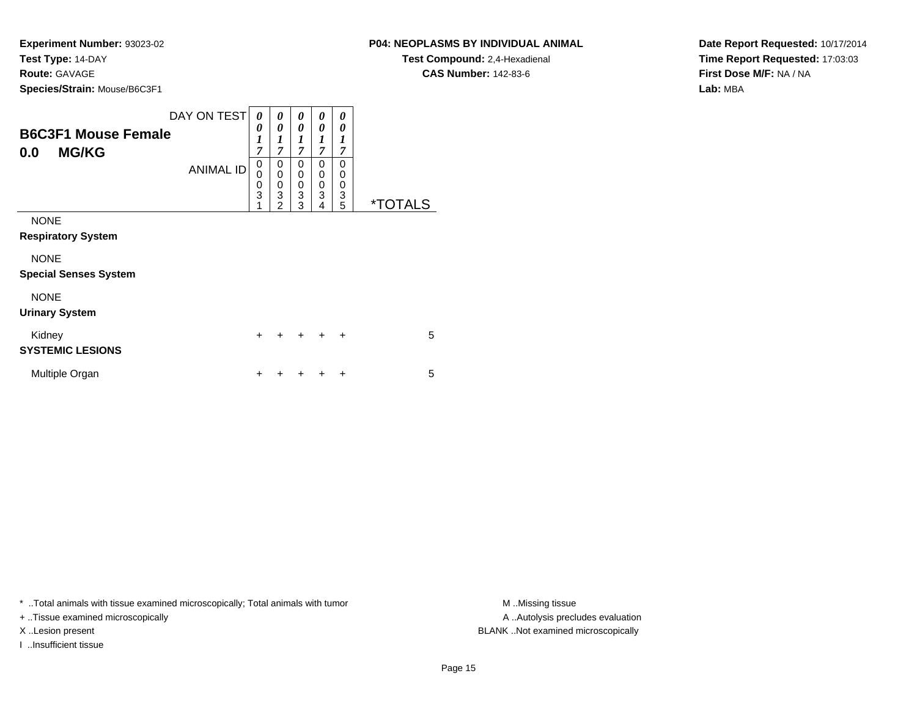**Experiment Number:** 93023-02
**Test Type:** 14-DAY
**Route:** GAVAGE
**Species/Strain:** Mouse/B6C3F1

**P04: NEOPLASMS BY INDIVIDUAL ANIMAL**
**Test Compound:** 2,4-Hexadienal
**CAS Number:** 142-83-6

**Date Report Requested:** 10/17/2014
**Time Report Requested:** 17:03:03
**First Dose M/F:** NA / NA
**Lab:** MBA

## B6C3F1 Mouse Female
## 0.0 MG/KG

| DAY ON TEST | 0017 | 0017 | 0017 | 0017 | 0017 | |
|---|---|---|---|---|---|---|
| **ANIMAL ID** | 00031 | 00032 | 00033 | 00034 | 00035 | ***TOTALS** |
| NONE | | | | | | |
| **Respiratory System** | | | | | | |
| NONE | | | | | | |
| **Special Senses System** | | | | | | |
| NONE | | | | | | |
| **Urinary System** | | | | | | |
| Kidney | + | + | + | + | + | 5 |
| **SYSTEMIC LESIONS** | | | | | | |
| Multiple Organ | + | + | + | + | + | 5 |

\* ..Total animals with tissue examined microscopically; Total animals with tumor
+ ..Tissue examined microscopically
X ..Lesion present
I ..Insufficient tissue

M ..Missing tissue
A ..Autolysis precludes evaluation
BLANK ..Not examined microscopically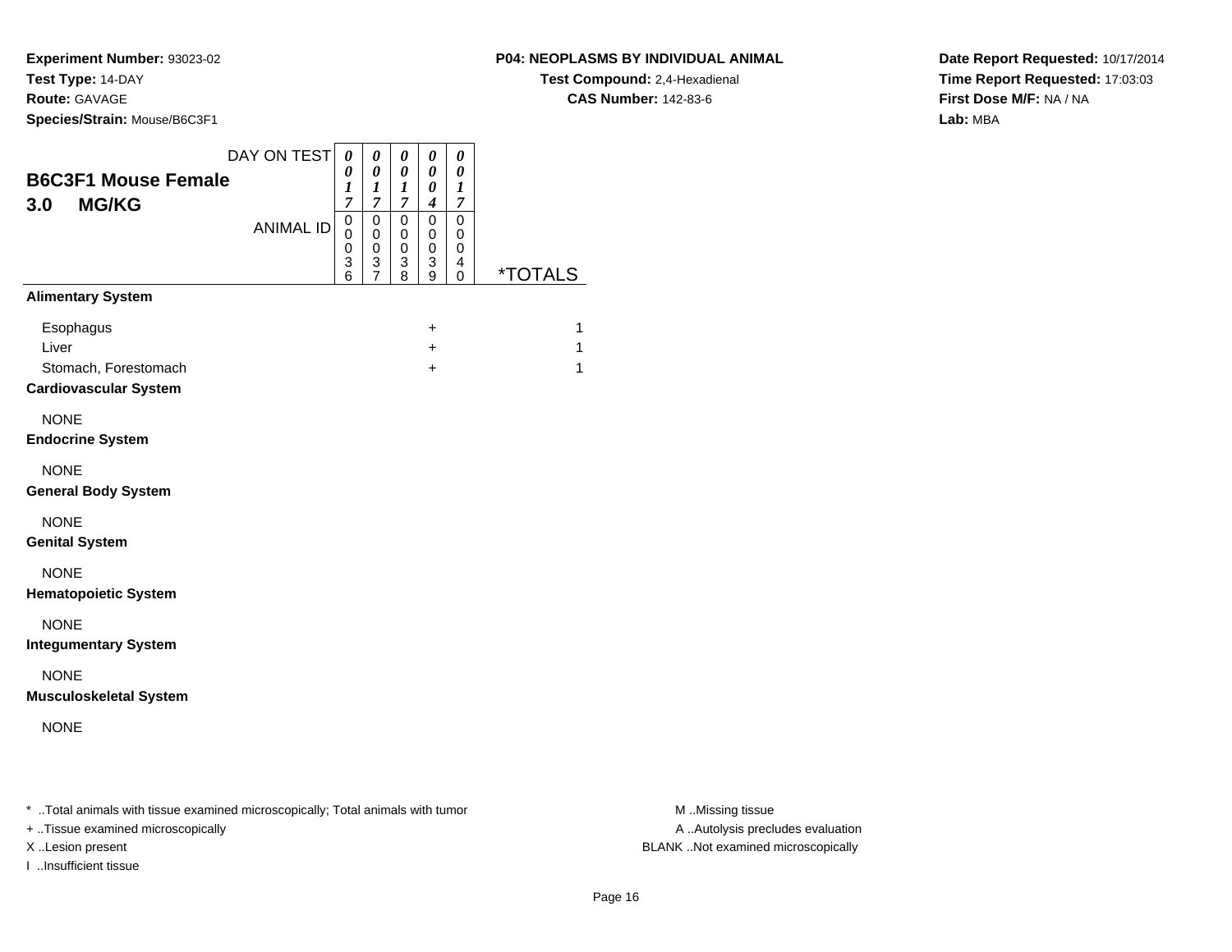**Experiment Number:** 93023-02
**Test Type:** 14-DAY
**Route:** GAVAGE
**Species/Strain:** Mouse/B6C3F1

**P04: NEOPLASMS BY INDIVIDUAL ANIMAL**
**Test Compound:** 2,4-Hexadienal
**CAS Number:** 142-83-6

**Date Report Requested:** 10/17/2014
**Time Report Requested:** 17:03:03
**First Dose M/F:** NA / NA
**Lab:** MBA

## B6C3F1 Mouse Female
## 3.0 MG/KG

| DAY ON TEST | 0017 | 0017 | 0017 | 0004 | 0017 | |
|---|---|---|---|---|---|---|
| ANIMAL ID | 00036 | 00037 | 00038 | 00039 | 00040 | *TOTALS |
| **Alimentary System** | | | | | | |
| Esophagus | | | | + | | 1 |
| Liver | | | | + | | 1 |
| Stomach, Forestomach | | | | + | | 1 |
| **Cardiovascular System** | | | | | | |
| NONE | | | | | | |
| **Endocrine System** | | | | | | |
| NONE | | | | | | |
| **General Body System** | | | | | | |
| NONE | | | | | | |
| **Genital System** | | | | | | |
| NONE | | | | | | |
| **Hematopoietic System** | | | | | | |
| NONE | | | | | | |
| **Integumentary System** | | | | | | |
| NONE | | | | | | |
| **Musculoskeletal System** | | | | | | |
| NONE | | | | | | |

\* ..Total animals with tissue examined microscopically; Total animals with tumor
+ ..Tissue examined microscopically
X ..Lesion present
I ..Insufficient tissue

M ..Missing tissue
A ..Autolysis precludes evaluation
BLANK ..Not examined microscopically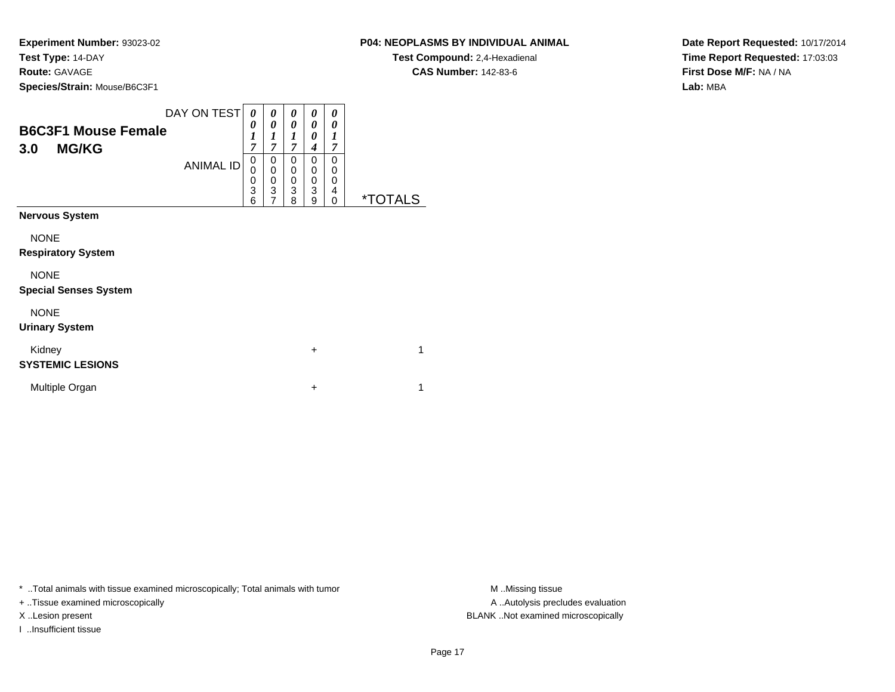**Experiment Number:** 93023-02
**Test Type:** 14-DAY
**Route:** GAVAGE
**Species/Strain:** Mouse/B6C3F1

**P04: NEOPLASMS BY INDIVIDUAL ANIMAL**
**Test Compound:** 2,4-Hexadienal
**CAS Number:** 142-83-6

**Date Report Requested:** 10/17/2014
**Time Report Requested:** 17:03:03
**First Dose M/F:** NA / NA
**Lab:** MBA

## B6C3F1 Mouse Female
## 3.0 MG/KG

| DAY ON TEST | 0017 | 0017 | 0017 | 0004 | 0017 | |
|---|---|---|---|---|---|---|
| ANIMAL ID | 00036 | 00037 | 00038 | 00039 | 00040 | *TOTALS |
| **Nervous System** | | | | | | |
| NONE | | | | | | |
| **Respiratory System** | | | | | | |
| NONE | | | | | | |
| **Special Senses System** | | | | | | |
| NONE | | | | | | |
| **Urinary System** | | | | | | |
| Kidney | | | | + | | 1 |
| **SYSTEMIC LESIONS** | | | | | | |
| Multiple Organ | | | | + | | 1 |

\* ..Total animals with tissue examined microscopically; Total animals with tumor
+ ..Tissue examined microscopically
X ..Lesion present
I ..Insufficient tissue

M ..Missing tissue
A ..Autolysis precludes evaluation
BLANK ..Not examined microscopically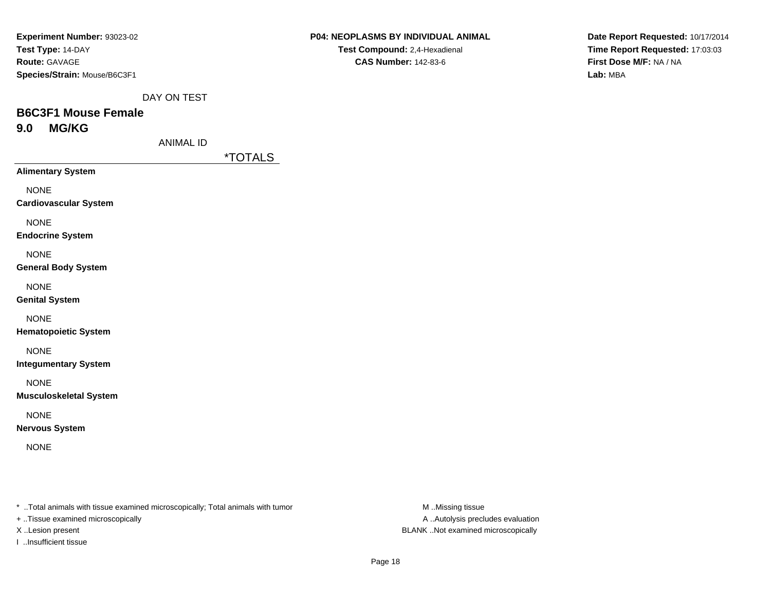**Experiment Number:** 93023-02
**Test Type:** 14-DAY
**Route:** GAVAGE
**Species/Strain:** Mouse/B6C3F1

**P04: NEOPLASMS BY INDIVIDUAL ANIMAL**
**Test Compound:** 2,4-Hexadienal
**CAS Number:** 142-83-6

**Date Report Requested:** 10/17/2014
**Time Report Requested:** 17:03:03
**First Dose M/F:** NA / NA
**Lab:** MBA

DAY ON TEST

## B6C3F1 Mouse Female
## 9.0 MG/KG

ANIMAL ID

| | *TOTALS |
|---|---|
| **Alimentary System** | |
| NONE | |
| **Cardiovascular System** | |
| NONE | |
| **Endocrine System** | |
| NONE | |
| **General Body System** | |
| NONE | |
| **Genital System** | |
| NONE | |
| **Hematopoietic System** | |
| NONE | |
| **Integumentary System** | |
| NONE | |
| **Musculoskeletal System** | |
| NONE | |
| **Nervous System** | |
| NONE | |

* ..Total animals with tissue examined microscopically; Total animals with tumor
+ ..Tissue examined microscopically
X ..Lesion present
I ..Insufficient tissue

M ..Missing tissue
A ..Autolysis precludes evaluation
BLANK ..Not examined microscopically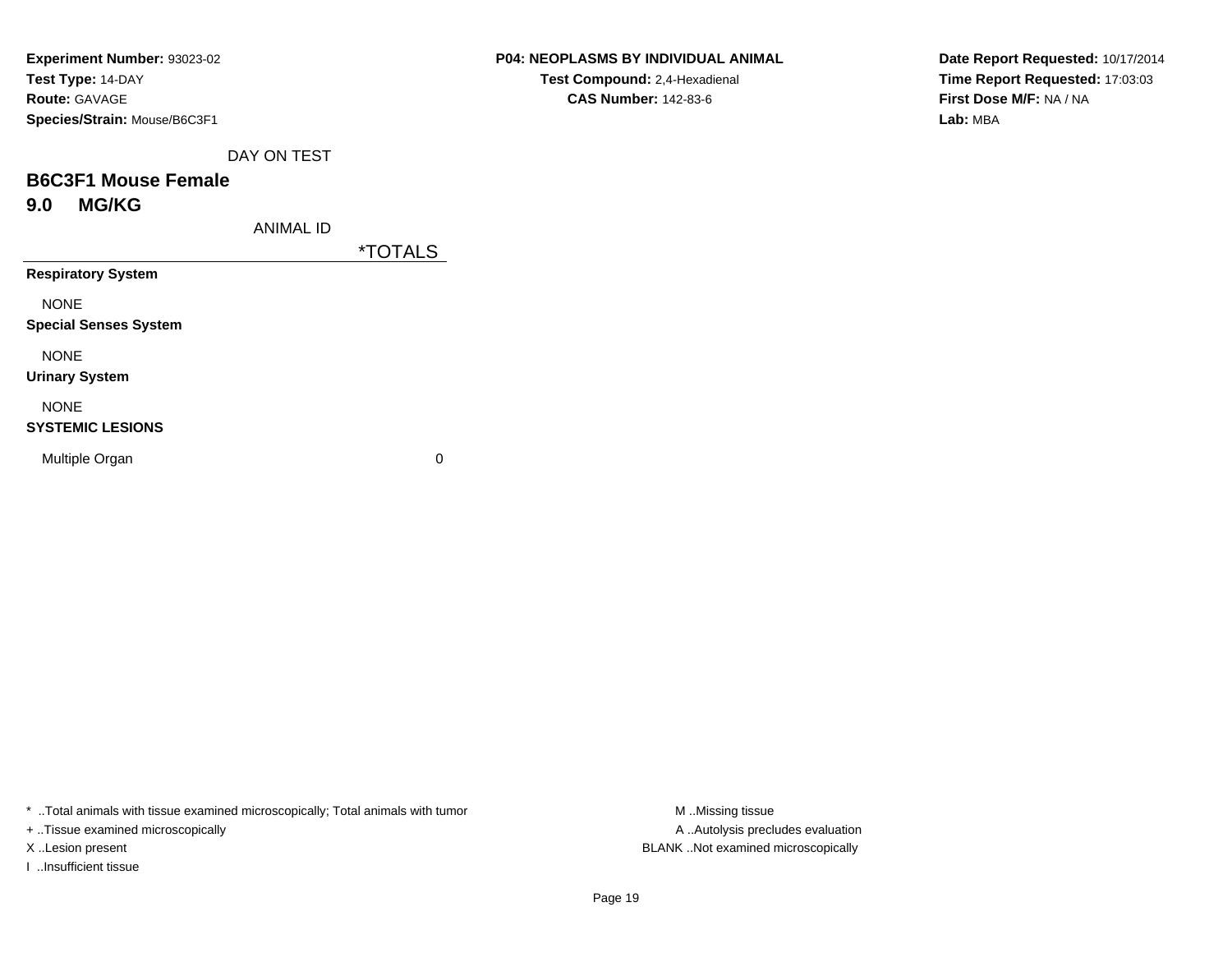**Experiment Number:** 93023-02
**Test Type:** 14-DAY
**Route:** GAVAGE
**Species/Strain:** Mouse/B6C3F1

**P04: NEOPLASMS BY INDIVIDUAL ANIMAL**
**Test Compound:** 2,4-Hexadienal
**CAS Number:** 142-83-6

**Date Report Requested:** 10/17/2014
**Time Report Requested:** 17:03:03
**First Dose M/F:** NA / NA
**Lab:** MBA

DAY ON TEST

## B6C3F1 Mouse Female

## 9.0 MG/KG

| ANIMAL ID | *TOTALS |
|---|---|
| **Respiratory System** | |
| NONE | |
| **Special Senses System** | |
| NONE | |
| **Urinary System** | |
| NONE | |
| **SYSTEMIC LESIONS** | |
| Multiple Organ | 0 |

* ..Total animals with tissue examined microscopically; Total animals with tumor
+ ..Tissue examined microscopically
X ..Lesion present
I ..Insufficient tissue

M ..Missing tissue
A ..Autolysis precludes evaluation
BLANK ..Not examined microscopically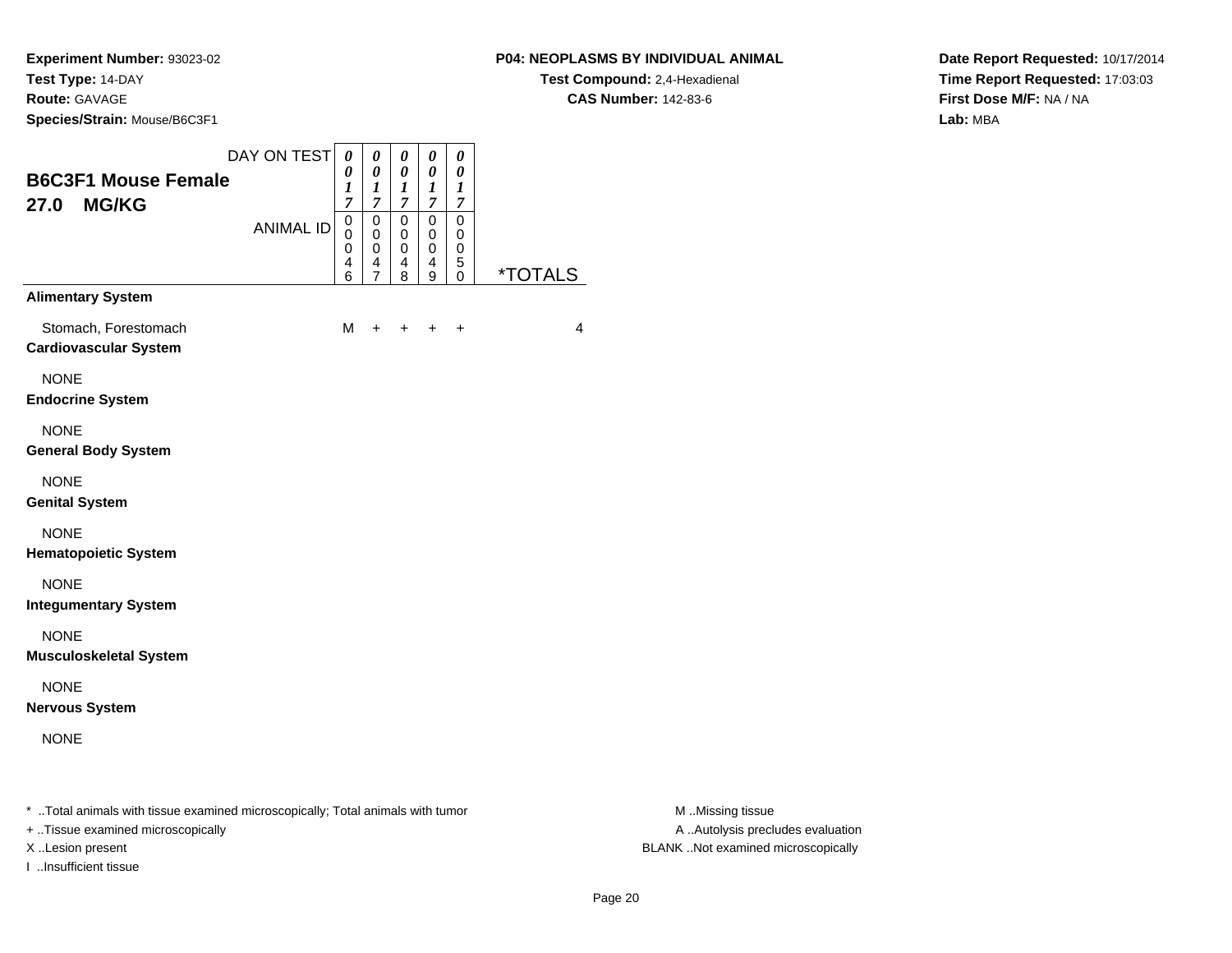**Experiment Number:** 93023-02
**Test Type:** 14-DAY
**Route:** GAVAGE
**Species/Strain:** Mouse/B6C3F1

**P04: NEOPLASMS BY INDIVIDUAL ANIMAL**
**Test Compound:** 2,4-Hexadienal
**CAS Number:** 142-83-6

**Date Report Requested:** 10/17/2014
**Time Report Requested:** 17:03:03
**First Dose M/F:** NA / NA
**Lab:** MBA

## B6C3F1 Mouse Female 27.0 MG/KG

| DAY ON TEST | 0017 | 0017 | 0017 | 0017 | 0017 | |
|---|---|---|---|---|---|---|
| **ANIMAL ID** | 00046 | 00047 | 00048 | 00049 | 00050 | ***TOTALS** |
| **Alimentary System** | | | | | | |
| Stomach, Forestomach | M | + | + | + | + | 4 |
| **Cardiovascular System** | | | | | | |
| NONE | | | | | | |
| **Endocrine System** | | | | | | |
| NONE | | | | | | |
| **General Body System** | | | | | | |
| NONE | | | | | | |
| **Genital System** | | | | | | |
| NONE | | | | | | |
| **Hematopoietic System** | | | | | | |
| NONE | | | | | | |
| **Integumentary System** | | | | | | |
| NONE | | | | | | |
| **Musculoskeletal System** | | | | | | |
| NONE | | | | | | |
| **Nervous System** | | | | | | |
| NONE | | | | | | |

* ..Total animals with tissue examined microscopically; Total animals with tumor
+ ..Tissue examined microscopically
X ..Lesion present
I ..Insufficient tissue

M ..Missing tissue
A ..Autolysis precludes evaluation
BLANK ..Not examined microscopically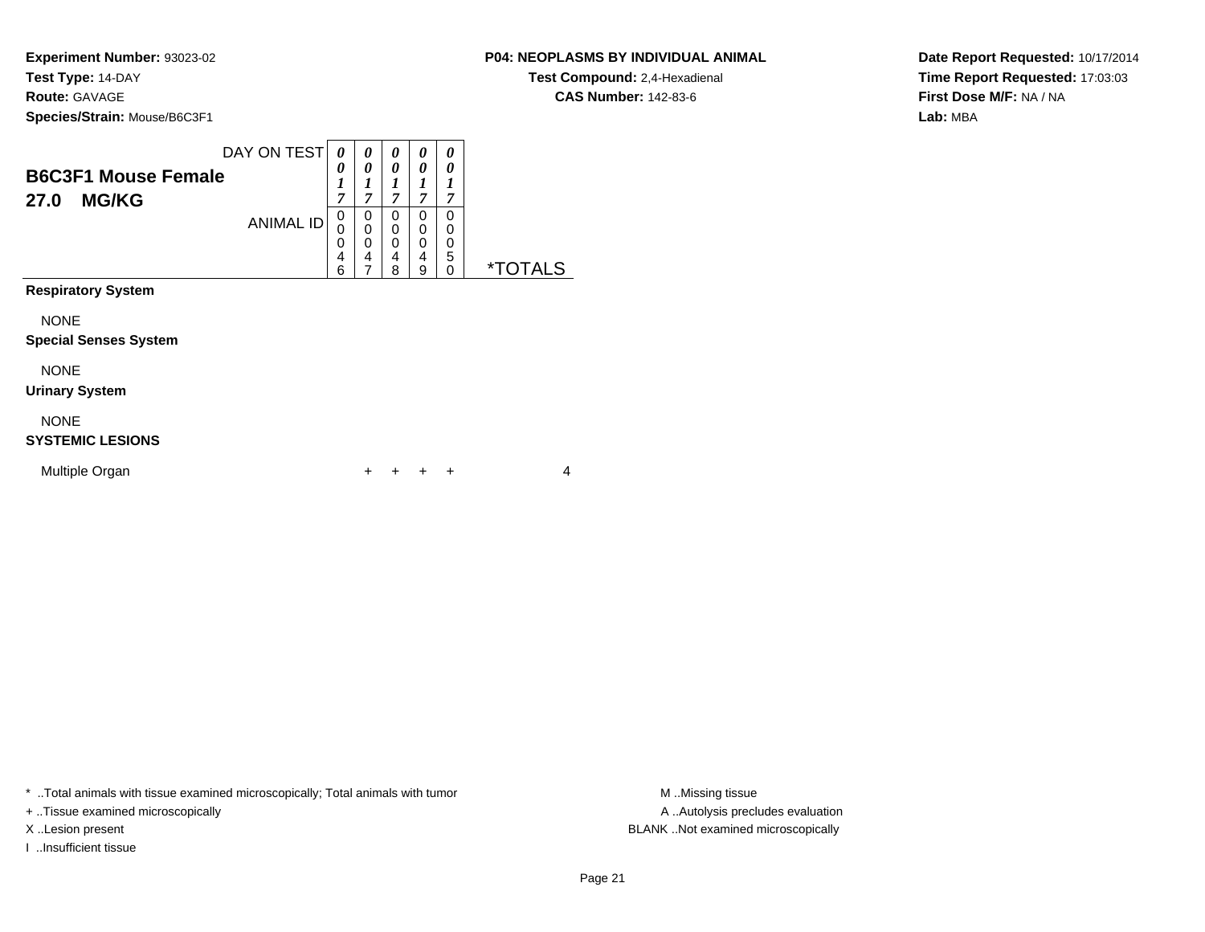**Experiment Number:** 93023-02
**Test Type:** 14-DAY
**Route:** GAVAGE
**Species/Strain:** Mouse/B6C3F1

**P04: NEOPLASMS BY INDIVIDUAL ANIMAL**
**Test Compound:** 2,4-Hexadienal
**CAS Number:** 142-83-6

**Date Report Requested:** 10/17/2014
**Time Report Requested:** 17:03:03
**First Dose M/F:** NA / NA
**Lab:** MBA

## B6C3F1 Mouse Female
## 27.0 MG/KG

| DAY ON TEST | 0017 | 0017 | 0017 | 0017 | 0017 | |
|---|---|---|---|---|---|---|
| **ANIMAL ID** | 00046 | 00047 | 00048 | 00049 | 00050 | ***TOTALS** |
| **Respiratory System** | | | | | | |
| NONE | | | | | | |
| **Special Senses System** | | | | | | |
| NONE | | | | | | |
| **Urinary System** | | | | | | |
| NONE | | | | | | |
| **SYSTEMIC LESIONS** | | | | | | |
| Multiple Organ | | + | + | + | + | 4 |

* ..Total animals with tissue examined microscopically; Total animals with tumor
+ ..Tissue examined microscopically
X ..Lesion present
I ..Insufficient tissue

M ..Missing tissue
A ..Autolysis precludes evaluation
BLANK ..Not examined microscopically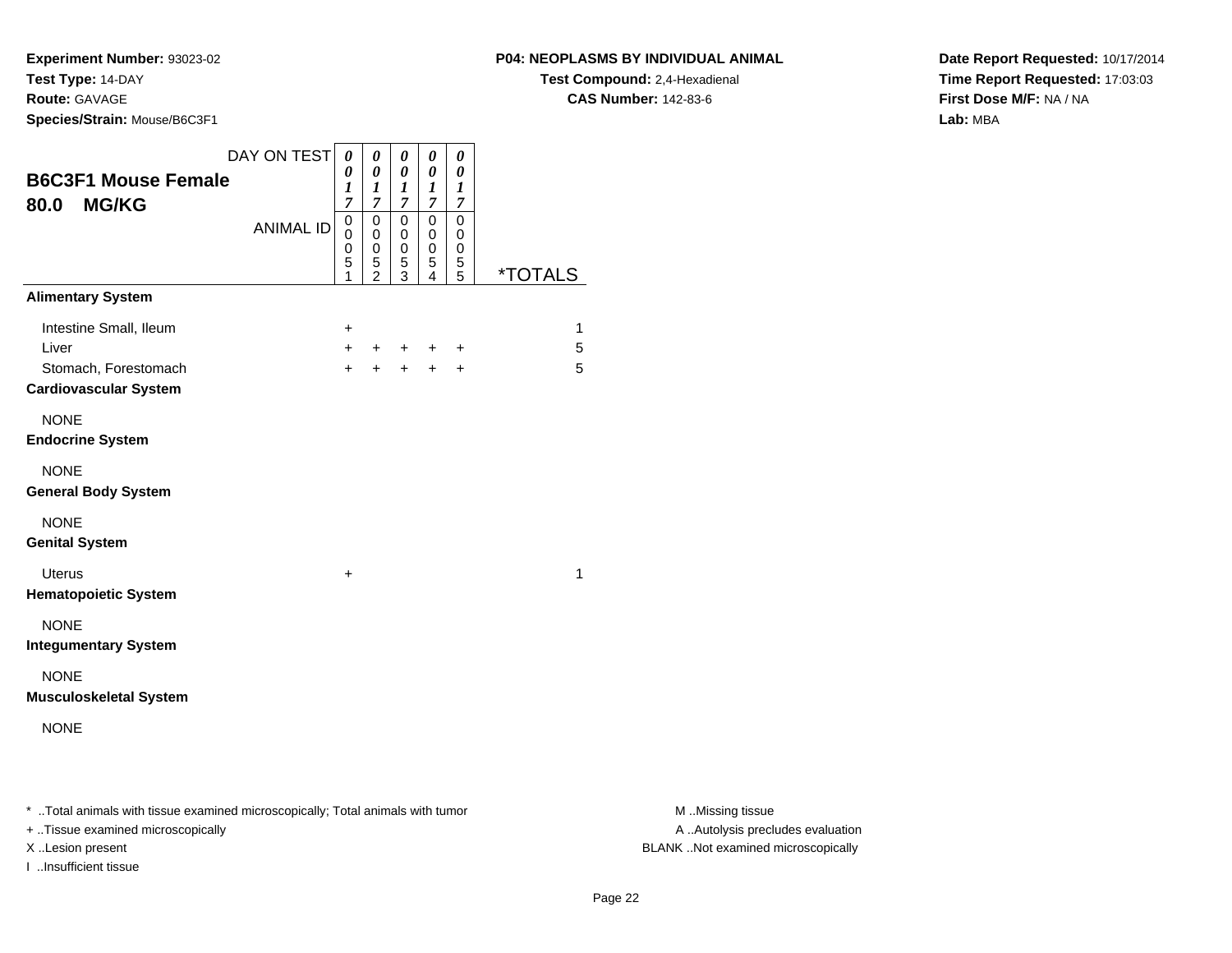**Experiment Number:** 93023-02
**Test Type:** 14-DAY
**Route:** GAVAGE
**Species/Strain:** Mouse/B6C3F1

**P04: NEOPLASMS BY INDIVIDUAL ANIMAL**
**Test Compound:** 2,4-Hexadienal
**CAS Number:** 142-83-6

**Date Report Requested:** 10/17/2014
**Time Report Requested:** 17:03:03
**First Dose M/F:** NA / NA
**Lab:** MBA

## B6C3F1 Mouse Female 80.0 MG/KG

| DAY ON TEST | 0017 | 0017 | 0017 | 0017 | 0017 | |
|---|---|---|---|---|---|---|
| ANIMAL ID | 00051 | 00052 | 00053 | 00054 | 00055 | *TOTALS |
| **Alimentary System** | | | | | | |
| Intestine Small, Ileum | + | | | | | 1 |
| Liver | + | + | + | + | + | 5 |
| Stomach, Forestomach | + | + | + | + | + | 5 |
| **Cardiovascular System** | | | | | | |
| NONE | | | | | | |
| **Endocrine System** | | | | | | |
| NONE | | | | | | |
| **General Body System** | | | | | | |
| NONE | | | | | | |
| **Genital System** | | | | | | |
| Uterus | + | | | | | 1 |
| **Hematopoietic System** | | | | | | |
| NONE | | | | | | |
| **Integumentary System** | | | | | | |
| NONE | | | | | | |
| **Musculoskeletal System** | | | | | | |
| NONE | | | | | | |

* ..Total animals with tissue examined microscopically; Total animals with tumor
+ ..Tissue examined microscopically
X ..Lesion present
I ..Insufficient tissue

M ..Missing tissue
A ..Autolysis precludes evaluation
BLANK ..Not examined microscopically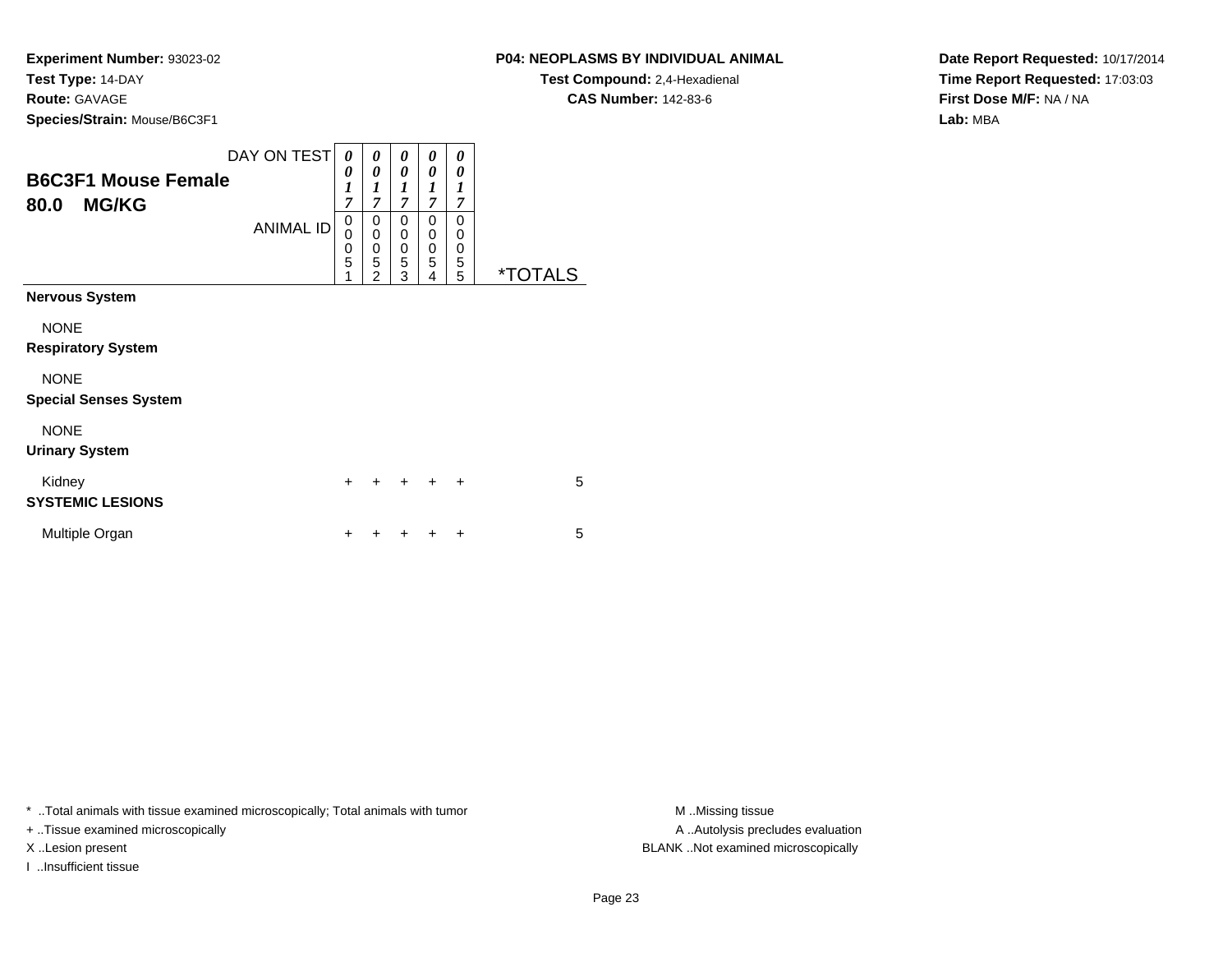**Experiment Number:** 93023-02
**Test Type:** 14-DAY
**Route:** GAVAGE
**Species/Strain:** Mouse/B6C3F1

**P04: NEOPLASMS BY INDIVIDUAL ANIMAL**
**Test Compound:** 2,4-Hexadienal
**CAS Number:** 142-83-6

**Date Report Requested:** 10/17/2014
**Time Report Requested:** 17:03:03
**First Dose M/F:** NA / NA
**Lab:** MBA

## B6C3F1 Mouse Female
## 80.0 MG/KG

| DAY ON TEST | 0017 | 0017 | 0017 | 0017 | 0017 | |
|---|---|---|---|---|---|---|
| ANIMAL ID | 00051 | 00052 | 00053 | 00054 | 00055 | *TOTALS |
| **Nervous System** | | | | | | |
| NONE | | | | | | |
| **Respiratory System** | | | | | | |
| NONE | | | | | | |
| **Special Senses System** | | | | | | |
| NONE | | | | | | |
| **Urinary System** | | | | | | |
| Kidney | + | + | + | + | + | 5 |
| **SYSTEMIC LESIONS** | | | | | | |
| Multiple Organ | + | + | + | + | + | 5 |

\* ..Total animals with tissue examined microscopically; Total animals with tumor
+ ..Tissue examined microscopically
X ..Lesion present
I ..Insufficient tissue

M ..Missing tissue
A ..Autolysis precludes evaluation
BLANK ..Not examined microscopically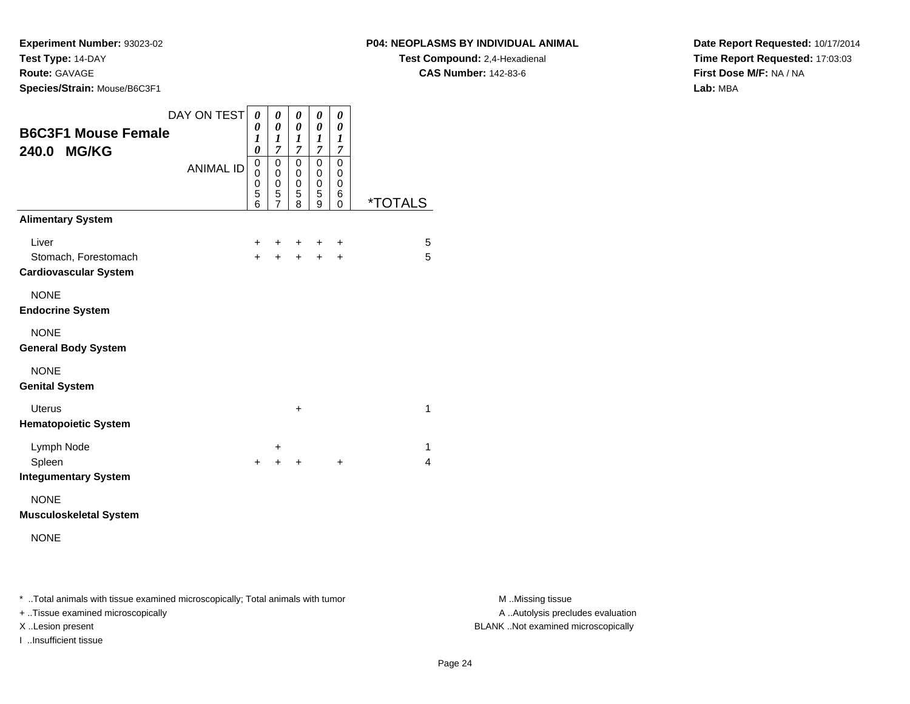**Experiment Number:** 93023-02
**Test Type:** 14-DAY
**Route:** GAVAGE
**Species/Strain:** Mouse/B6C3F1

**P04: NEOPLASMS BY INDIVIDUAL ANIMAL**
**Test Compound:** 2,4-Hexadienal
**CAS Number:** 142-83-6

**Date Report Requested:** 10/17/2014
**Time Report Requested:** 17:03:03
**First Dose M/F:** NA / NA
**Lab:** MBA

## B6C3F1 Mouse Female 240.0 MG/KG

| DAY ON TEST | 0010 | 0017 | 0017 | 0017 | 0017 | |
|---|---|---|---|---|---|---|
| ANIMAL ID | 00056 | 00057 | 00058 | 00059 | 00060 | *TOTALS |
| **Alimentary System** | | | | | | |
| Liver | + | + | + | + | + | 5 |
| Stomach, Forestomach | + | + | + | + | + | 5 |
| **Cardiovascular System** | | | | | | |
| NONE | | | | | | |
| **Endocrine System** | | | | | | |
| NONE | | | | | | |
| **General Body System** | | | | | | |
| NONE | | | | | | |
| **Genital System** | | | | | | |
| Uterus | | | + | | | 1 |
| **Hematopoietic System** | | | | | | |
| Lymph Node | | + | | | | 1 |
| Spleen | + | + | + | | + | 4 |
| **Integumentary System** | | | | | | |
| NONE | | | | | | |
| **Musculoskeletal System** | | | | | | |
| NONE | | | | | | |

* ..Total animals with tissue examined microscopically; Total animals with tumor
+ ..Tissue examined microscopically
X ..Lesion present
I ..Insufficient tissue

M ..Missing tissue
A ..Autolysis precludes evaluation
BLANK ..Not examined microscopically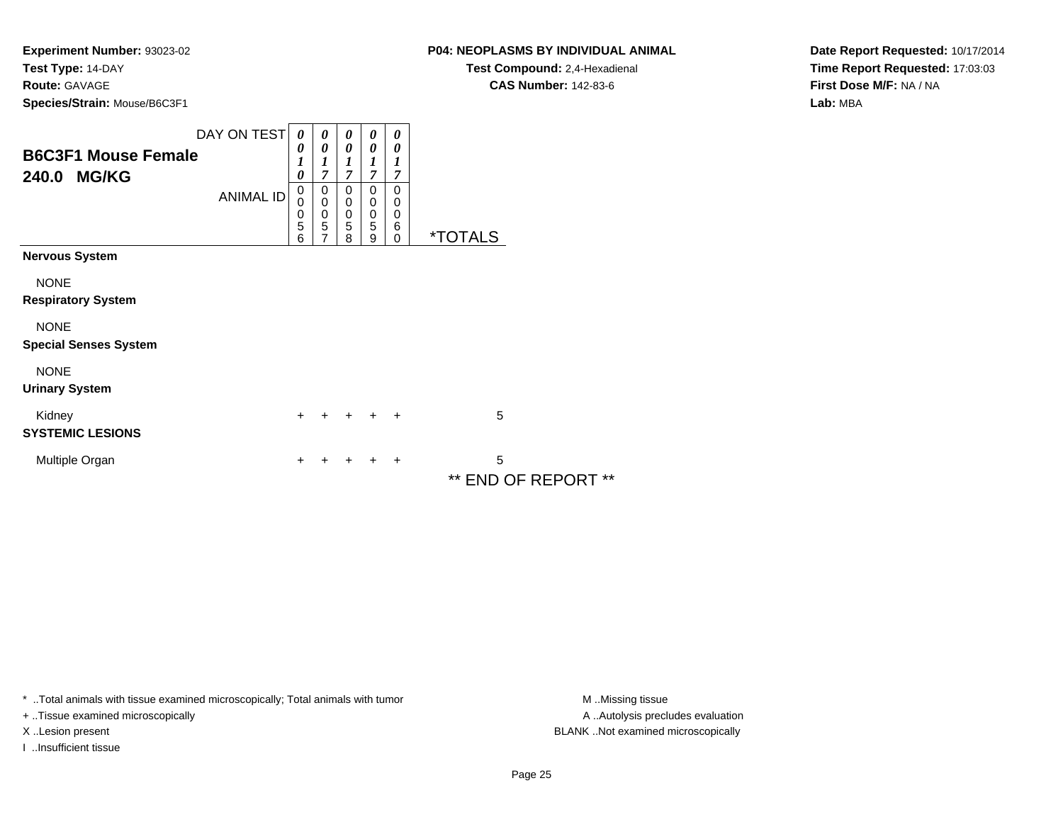**Experiment Number:** 93023-02
**Test Type:** 14-DAY
**Route:** GAVAGE
**Species/Strain:** Mouse/B6C3F1

**P04: NEOPLASMS BY INDIVIDUAL ANIMAL**
**Test Compound:** 2,4-Hexadienal
**CAS Number:** 142-83-6

**Date Report Requested:** 10/17/2014
**Time Report Requested:** 17:03:03
**First Dose M/F:** NA / NA
**Lab:** MBA

## B6C3F1 Mouse Female
## 240.0 MG/KG

| | | | | | | |
|---|---|---|---|---|---|---|
| DAY ON TEST | 0010 | 0017 | 0017 | 0017 | 0017 | |
| ANIMAL ID | 00056 | 00057 | 00058 | 00059 | 00060 | *TOTALS |
| **Nervous System** | | | | | | |
| NONE | | | | | | |
| **Respiratory System** | | | | | | |
| NONE | | | | | | |
| **Special Senses System** | | | | | | |
| NONE | | | | | | |
| **Urinary System** | | | | | | |
| Kidney | + | + | + | + | + | 5 |
| **SYSTEMIC LESIONS** | | | | | | |
| Multiple Organ | + | + | + | + | + | 5 |

** END OF REPORT **

* ..Total animals with tissue examined microscopically; Total animals with tumor
+ ..Tissue examined microscopically
X ..Lesion present
I ..Insufficient tissue

M ..Missing tissue
A ..Autolysis precludes evaluation
BLANK ..Not examined microscopically